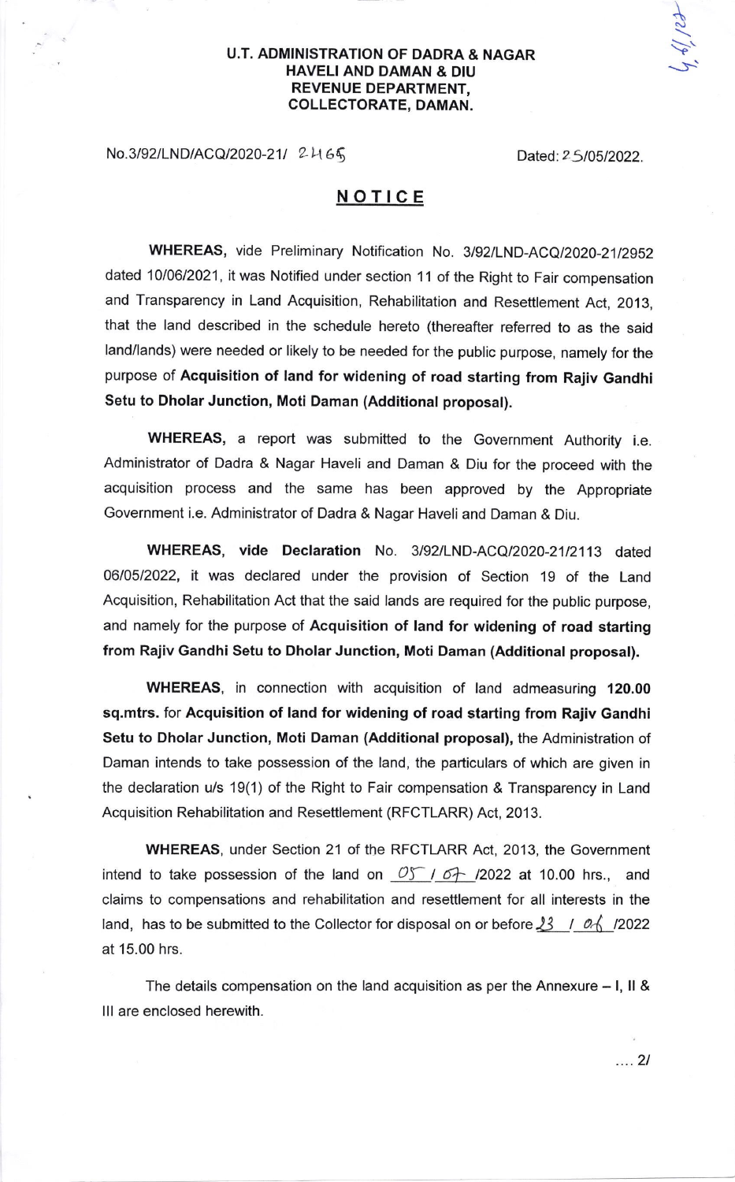**U.T. ADMINISTRATION OF DADRA & NAGAR HAVELI AND DAMAN & DIU**
**REVENUE DEPARTMENT,**
**COLLECTORATE, DAMAN.**

No.3/92/LND/ACQ/2020-21/ 2465 Dated: 25/05/2022.

## NOTICE

**WHEREAS,** vide Preliminary Notification No. 3/92/LND-ACQ/2020-21/2952 dated 10/06/2021, it was Notified under section 11 of the Right to Fair compensation and Transparency in Land Acquisition, Rehabilitation and Resettlement Act, 2013, that the land described in the schedule hereto (thereafter referred to as the said land/lands) were needed or likely to be needed for the public purpose, namely for the purpose of **Acquisition of land for widening of road starting from Rajiv Gandhi Setu to Dholar Junction, Moti Daman (Additional proposal).**

**WHEREAS,** a report was submitted to the Government Authority i.e. Administrator of Dadra & Nagar Haveli and Daman & Diu for the proceed with the acquisition process and the same has been approved by the Appropriate Government i.e. Administrator of Dadra & Nagar Haveli and Daman & Diu.

**WHEREAS, vide Declaration** No. 3/92/LND-ACQ/2020-21/2113 dated 06/05/2022, it was declared under the provision of Section 19 of the Land Acquisition, Rehabilitation Act that the said lands are required for the public purpose, and namely for the purpose of **Acquisition of land for widening of road starting from Rajiv Gandhi Setu to Dholar Junction, Moti Daman (Additional proposal).**

**WHEREAS,** in connection with acquisition of land admeasuring **120.00 sq.mtrs.** for **Acquisition of land for widening of road starting from Rajiv Gandhi Setu to Dholar Junction, Moti Daman (Additional proposal),** the Administration of Daman intends to take possession of the land, the particulars of which are given in the declaration u/s 19(1) of the Right to Fair compensation & Transparency in Land Acquisition Rehabilitation and Resettlement (RFCTLARR) Act, 2013.

**WHEREAS,** under Section 21 of the RFCTLARR Act, 2013, the Government intend to take possession of the land on 05 / 07 /2022 at 10.00 hrs., and claims to compensations and rehabilitation and resettlement for all interests in the land, has to be submitted to the Collector for disposal on or before 23 / 06 /2022 at 15.00 hrs.

The details compensation on the land acquisition as per the Annexure – I, II & III are enclosed herewith.

.... 2/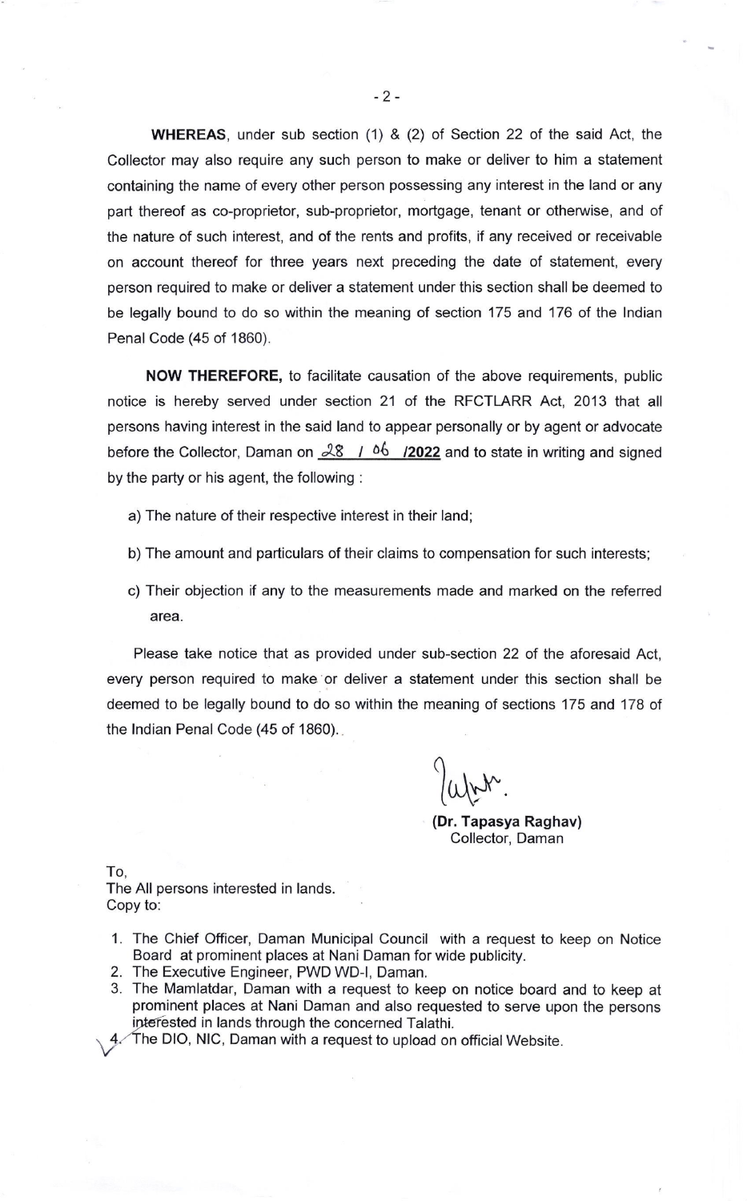**WHEREAS**, under sub section (1) & (2) of Section 22 of the said Act, the Collector may also require any such person to make or deliver to him a statement containing the name of every other person possessing any interest in the land or any part thereof as co-proprietor, sub-proprietor, mortgage, tenant or otherwise, and of the nature of such interest, and of the rents and profits, if any received or receivable on account thereof for three years next preceding the date of statement, every person required to make or deliver a statement under this section shall be deemed to be legally bound to do so within the meaning of section 175 and 176 of the Indian Penal Code (45 of 1860).

**NOW THEREFORE,** to facilitate causation of the above requirements, public notice is hereby served under section 21 of the RFCTLARR Act, 2013 that all persons having interest in the said land to appear personally or by agent or advocate before the Collector, Daman on 28 / 06 /2022 and to state in writing and signed by the party or his agent, the following :

a) The nature of their respective interest in their land;

b) The amount and particulars of their claims to compensation for such interests;

c) Their objection if any to the measurements made and marked on the referred area.

Please take notice that as provided under sub-section 22 of the aforesaid Act, every person required to make or deliver a statement under this section shall be deemed to be legally bound to do so within the meaning of sections 175 and 178 of the Indian Penal Code (45 of 1860).

**(Dr. Tapasya Raghav)**
Collector, Daman

To,
The All persons interested in lands.
Copy to:

1. The Chief Officer, Daman Municipal Council with a request to keep on Notice Board at prominent places at Nani Daman for wide publicity.
2. The Executive Engineer, PWD WD-I, Daman.
3. The Mamlatdar, Daman with a request to keep on notice board and to keep at prominent places at Nani Daman and also requested to serve upon the persons interested in lands through the concerned Talathi.
4. The DIO, NIC, Daman with a request to upload on official Website.